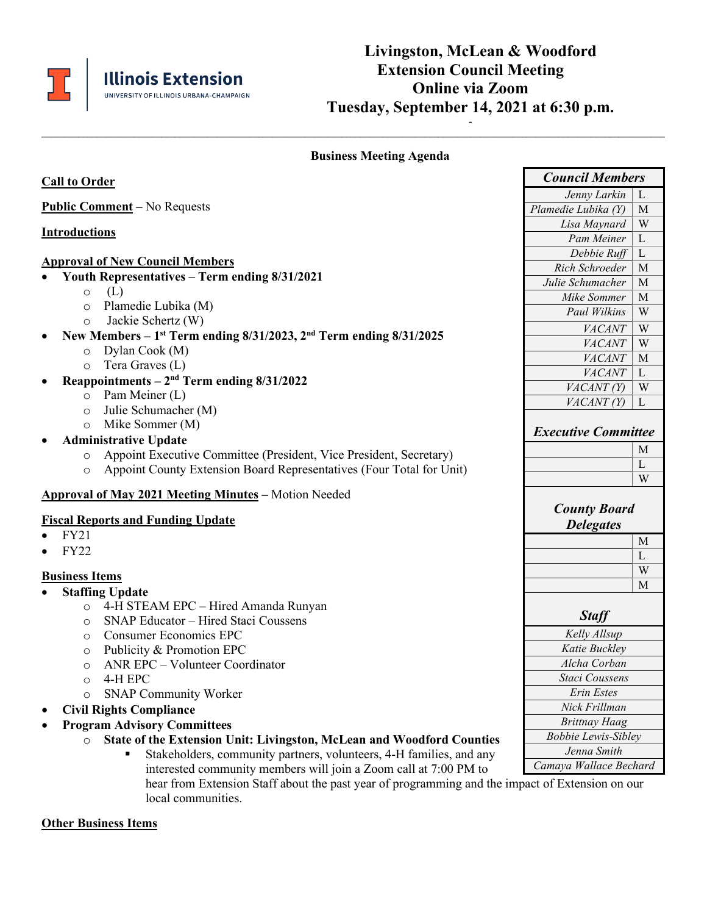# Livingston, McLean & Woodford Extension Council Meeting Online via Zoom Tuesday, September 14, 2021 at 6:30 p.m.

## Business Meeting Agenda

**Call to Order**

**Public Comment** – No Requests

**Introductions**

**Approval of New Council Members**

- **Youth Representatives – Term ending 8/31/2021**
  - (L)
  - Plamedie Lubika (M)
  - Jackie Schertz (W)
- **New Members – 1st Term ending 8/31/2023, 2nd Term ending 8/31/2025**
  - Dylan Cook (M)
  - Tera Graves (L)
- **Reappointments – 2nd Term ending 8/31/2022**
  - Pam Meiner (L)
  - Julie Schumacher (M)
  - Mike Sommer (M)
- **Administrative Update**
  - Appoint Executive Committee (President, Vice President, Secretary)
  - Appoint County Extension Board Representatives (Four Total for Unit)

**Approval of May 2021 Meeting Minutes** – Motion Needed

**Fiscal Reports and Funding Update**

- FY21
- FY22

**Business Items**

- **Staffing Update**
  - 4-H STEAM EPC – Hired Amanda Runyan
  - SNAP Educator – Hired Staci Coussens
  - Consumer Economics EPC
  - Publicity & Promotion EPC
  - ANR EPC – Volunteer Coordinator
  - 4-H EPC
  - SNAP Community Worker
- **Civil Rights Compliance**
- **Program Advisory Committees**
  - **State of the Extension Unit: Livingston, McLean and Woodford Counties**
    - Stakeholders, community partners, volunteers, 4-H families, and any interested community members will join a Zoom call at 7:00 PM to hear from Extension Staff about the past year of programming and the impact of Extension on our local communities.

**Other Business Items**

| *Council Members* | |
|---|---|
| *Jenny Larkin* | L |
| *Plamedie Lubika (Y)* | M |
| *Lisa Maynard* | W |
| *Pam Meiner* | L |
| *Debbie Ruff* | L |
| *Rich Schroeder* | M |
| *Julie Schumacher* | M |
| *Mike Sommer* | M |
| *Paul Wilkins* | W |
| *VACANT* | W |
| *VACANT* | W |
| *VACANT* | M |
| *VACANT* | L |
| *VACANT (Y)* | W |
| *VACANT (Y)* | L |

| *Executive Committee* | |
|---|---|
| | M |
| | L |
| | W |

| *County Board Delegates* | |
|---|---|
| | M |
| | L |
| | W |
| | M |

| *Staff* |
|---|
| *Kelly Allsup* |
| *Katie Buckley* |
| *Alcha Corban* |
| *Staci Coussens* |
| *Erin Estes* |
| *Nick Frillman* |
| *Brittnay Haag* |
| *Bobbie Lewis-Sibley* |
| *Jenna Smith* |
| *Camaya Wallace Bechard* |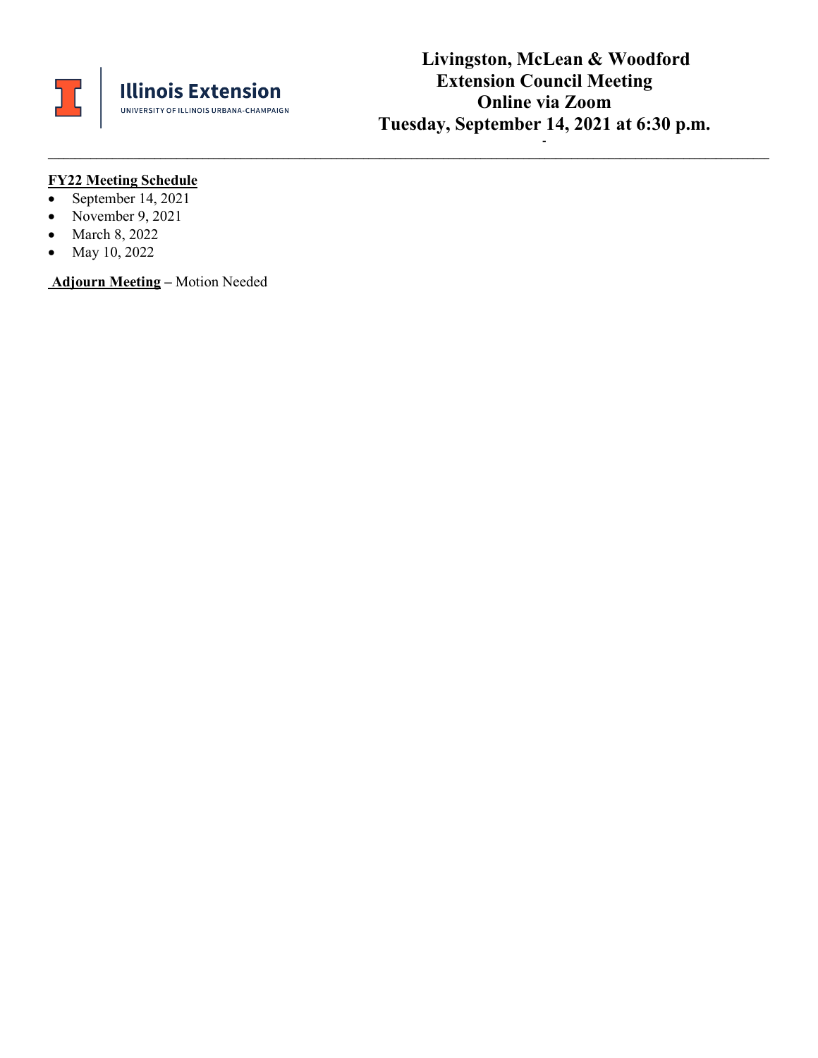**FY22 Meeting Schedule**

- September 14, 2021
- November 9, 2021
- March 8, 2022
- May 10, 2022

**Adjourn Meeting –** Motion Needed